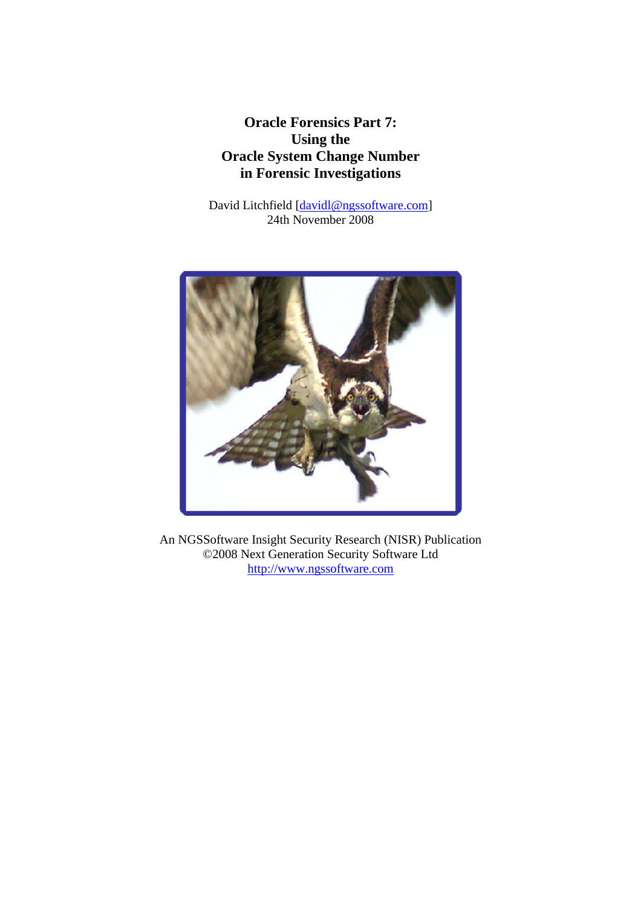# Oracle Forensics Part 7: Using the Oracle System Change Number in Forensic Investigations

David Litchfield [davidl@ngssoftware.com]
24th November 2008

An NGSSoftware Insight Security Research (NISR) Publication
©2008 Next Generation Security Software Ltd
http://www.ngssoftware.com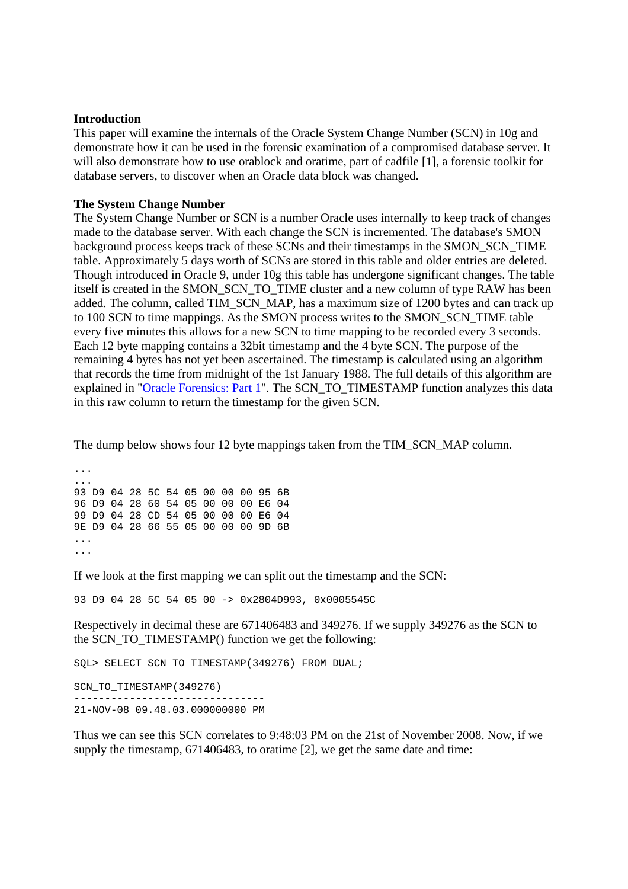**Introduction**

This paper will examine the internals of the Oracle System Change Number (SCN) in 10g and demonstrate how it can be used in the forensic examination of a compromised database server. It will also demonstrate how to use orablock and oratime, part of cadfile [1], a forensic toolkit for database servers, to discover when an Oracle data block was changed.

**The System Change Number**

The System Change Number or SCN is a number Oracle uses internally to keep track of changes made to the database server. With each change the SCN is incremented. The database's SMON background process keeps track of these SCNs and their timestamps in the SMON_SCN_TIME table. Approximately 5 days worth of SCNs are stored in this table and older entries are deleted. Though introduced in Oracle 9, under 10g this table has undergone significant changes. The table itself is created in the SMON_SCN_TO_TIME cluster and a new column of type RAW has been added. The column, called TIM_SCN_MAP, has a maximum size of 1200 bytes and can track up to 100 SCN to time mappings. As the SMON process writes to the SMON_SCN_TIME table every five minutes this allows for a new SCN to time mapping to be recorded every 3 seconds. Each 12 byte mapping contains a 32bit timestamp and the 4 byte SCN. The purpose of the remaining 4 bytes has not yet been ascertained. The timestamp is calculated using an algorithm that records the time from midnight of the 1st January 1988. The full details of this algorithm are explained in "Oracle Forensics: Part 1". The SCN_TO_TIMESTAMP function analyzes this data in this raw column to return the timestamp for the given SCN.

The dump below shows four 12 byte mappings taken from the TIM_SCN_MAP column.

```
...
...
93 D9 04 28 5C 54 05 00 00 00 95 6B
96 D9 04 28 60 54 05 00 00 00 E6 04
99 D9 04 28 CD 54 05 00 00 00 E6 04
9E D9 04 28 66 55 05 00 00 00 9D 6B
...
...
```

If we look at the first mapping we can split out the timestamp and the SCN:

```
93 D9 04 28 5C 54 05 00 -> 0x2804D993, 0x0005545C
```

Respectively in decimal these are 671406483 and 349276. If we supply 349276 as the SCN to the SCN_TO_TIMESTAMP() function we get the following:

```
SQL> SELECT SCN_TO_TIMESTAMP(349276) FROM DUAL;

SCN_TO_TIMESTAMP(349276)
-------------------------------
21-NOV-08 09.48.03.000000000 PM
```

Thus we can see this SCN correlates to 9:48:03 PM on the 21st of November 2008. Now, if we supply the timestamp, 671406483, to oratime [2], we get the same date and time: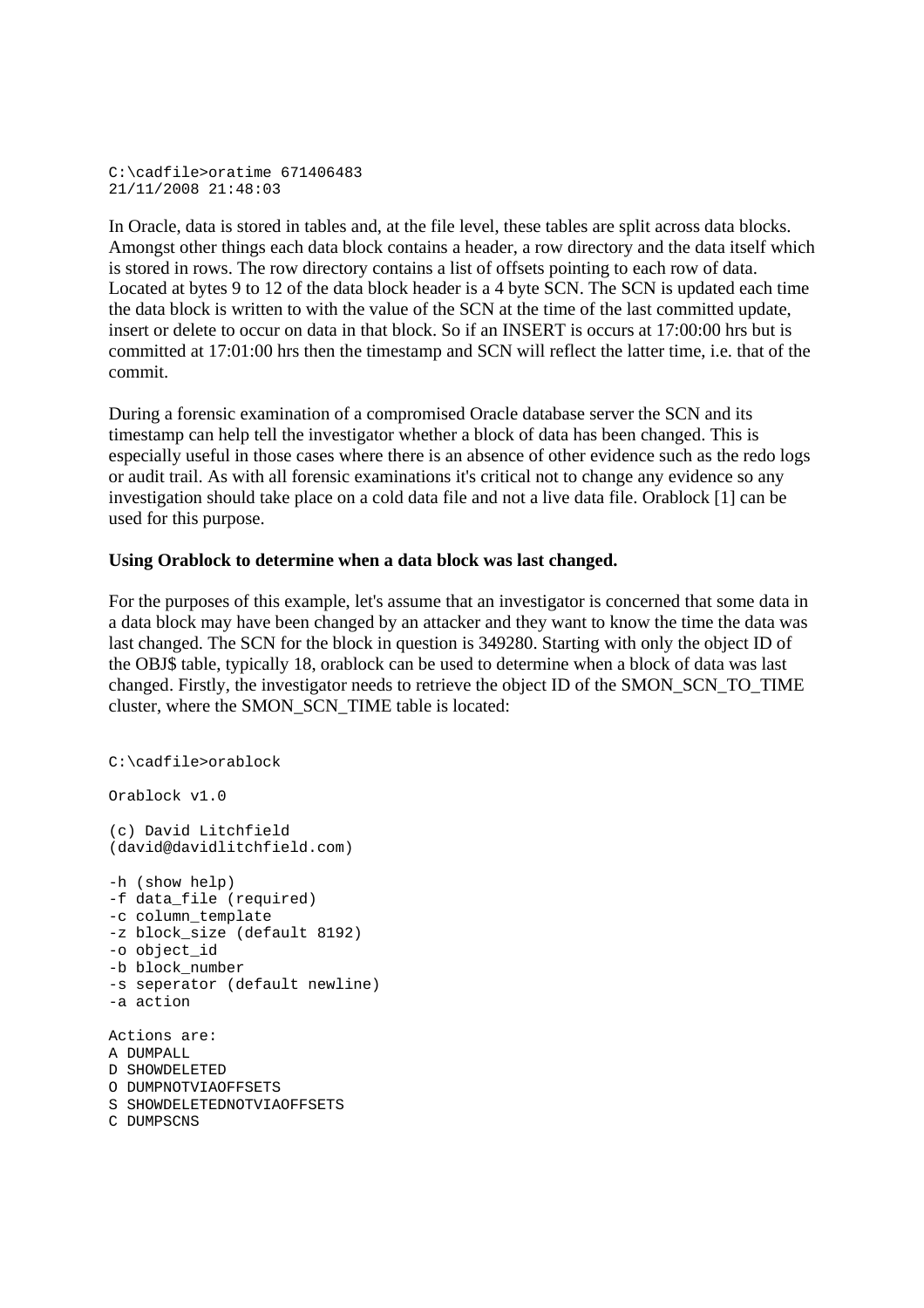```
C:\cadfile>oratime 671406483
21/11/2008 21:48:03
```

In Oracle, data is stored in tables and, at the file level, these tables are split across data blocks. Amongst other things each data block contains a header, a row directory and the data itself which is stored in rows. The row directory contains a list of offsets pointing to each row of data. Located at bytes 9 to 12 of the data block header is a 4 byte SCN. The SCN is updated each time the data block is written to with the value of the SCN at the time of the last committed update, insert or delete to occur on data in that block. So if an INSERT is occurs at 17:00:00 hrs but is committed at 17:01:00 hrs then the timestamp and SCN will reflect the latter time, i.e. that of the commit.

During a forensic examination of a compromised Oracle database server the SCN and its timestamp can help tell the investigator whether a block of data has been changed. This is especially useful in those cases where there is an absence of other evidence such as the redo logs or audit trail. As with all forensic examinations it's critical not to change any evidence so any investigation should take place on a cold data file and not a live data file. Orablock [1] can be used for this purpose.

**Using Orablock to determine when a data block was last changed.**

For the purposes of this example, let's assume that an investigator is concerned that some data in a data block may have been changed by an attacker and they want to know the time the data was last changed. The SCN for the block in question is 349280. Starting with only the object ID of the OBJ$ table, typically 18, orablock can be used to determine when a block of data was last changed. Firstly, the investigator needs to retrieve the object ID of the SMON_SCN_TO_TIME cluster, where the SMON_SCN_TIME table is located:

```
C:\cadfile>orablock

Orablock v1.0

(c) David Litchfield
(david@davidlitchfield.com)

-h (show help)
-f data_file (required)
-c column_template
-z block_size (default 8192)
-o object_id
-b block_number
-s seperator (default newline)
-a action

Actions are:
A DUMPALL
D SHOWDELETED
O DUMPNOTVIAOFFSETS
S SHOWDELETEDNOTVIAOFFSETS
C DUMPSCNS
```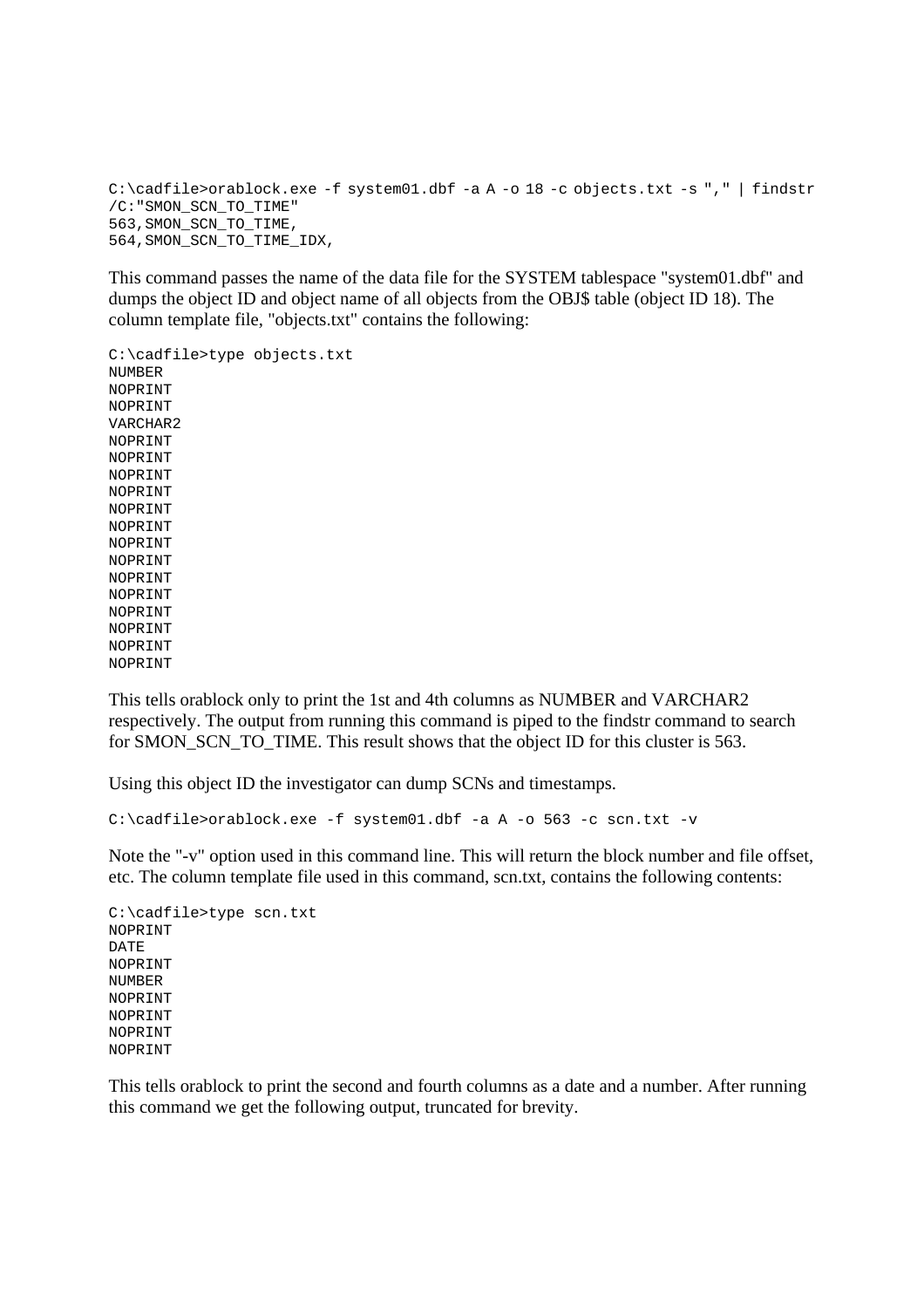```
C:\cadfile>orablock.exe -f system01.dbf -a A -o 18 -c objects.txt -s "," | findstr
/C:"SMON_SCN_TO_TIME"
563,SMON_SCN_TO_TIME,
564,SMON_SCN_TO_TIME_IDX,
```

This command passes the name of the data file for the SYSTEM tablespace "system01.dbf" and dumps the object ID and object name of all objects from the OBJ$ table (object ID 18). The column template file, "objects.txt" contains the following:

```
C:\cadfile>type objects.txt
NUMBER
NOPRINT
NOPRINT
VARCHAR2
NOPRINT
NOPRINT
NOPRINT
NOPRINT
NOPRINT
NOPRINT
NOPRINT
NOPRINT
NOPRINT
NOPRINT
NOPRINT
NOPRINT
NOPRINT
NOPRINT
```

This tells orablock only to print the 1st and 4th columns as NUMBER and VARCHAR2 respectively. The output from running this command is piped to the findstr command to search for SMON_SCN_TO_TIME. This result shows that the object ID for this cluster is 563.

Using this object ID the investigator can dump SCNs and timestamps.

```
C:\cadfile>orablock.exe -f system01.dbf -a A -o 563 -c scn.txt -v
```

Note the "-v" option used in this command line. This will return the block number and file offset, etc. The column template file used in this command, scn.txt, contains the following contents:

```
C:\cadfile>type scn.txt
NOPRINT
DATE
NOPRINT
NUMBER
NOPRINT
NOPRINT
NOPRINT
NOPRINT
```

This tells orablock to print the second and fourth columns as a date and a number. After running this command we get the following output, truncated for brevity.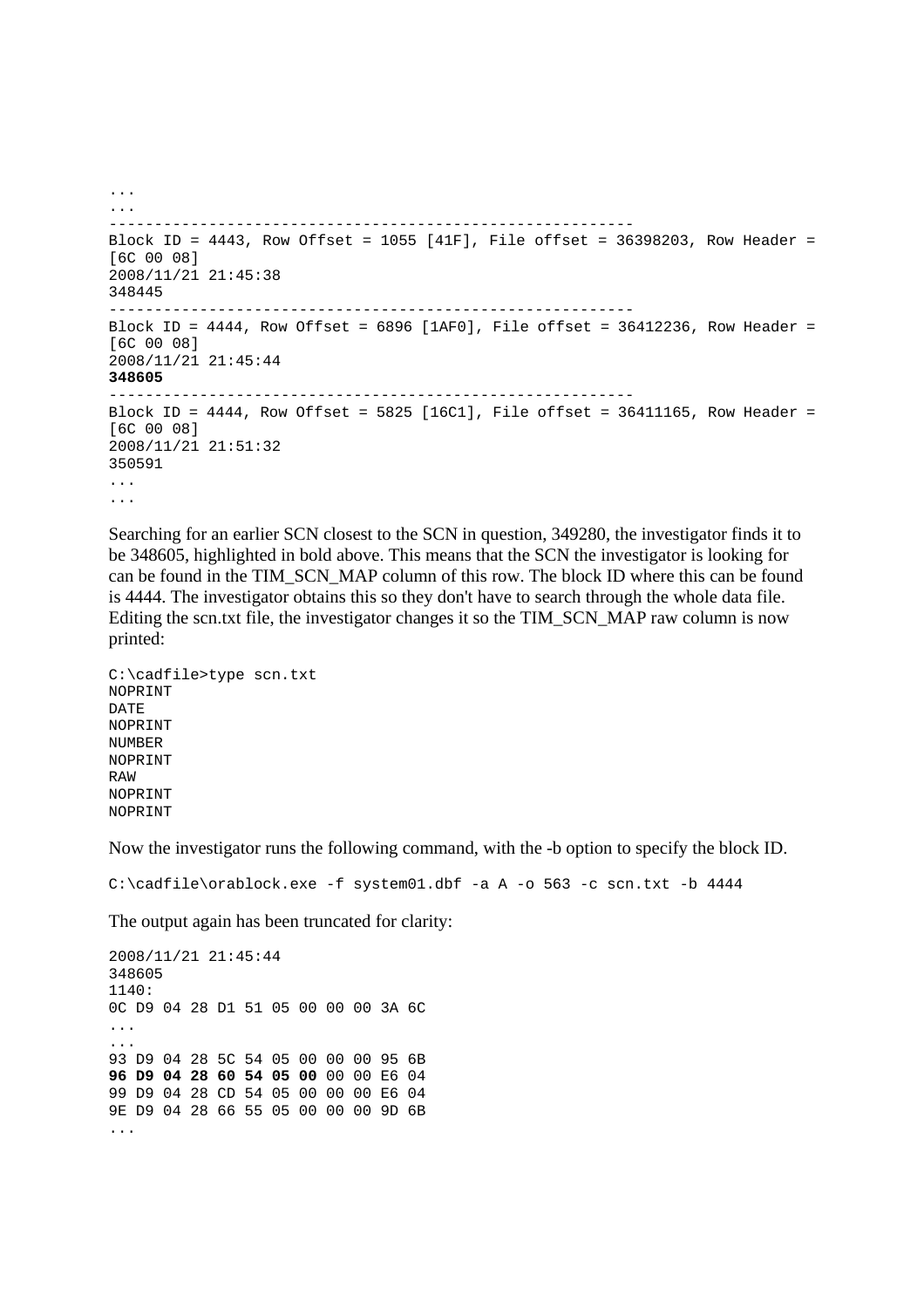```
...
...
---------------------------------------------------------
Block ID = 4443, Row Offset = 1055 [41F], File offset = 36398203, Row Header =
[6C 00 08]
2008/11/21 21:45:38
348445
---------------------------------------------------------
Block ID = 4444, Row Offset = 6896 [1AF0], File offset = 36412236, Row Header =
[6C 00 08]
2008/11/21 21:45:44
348605
---------------------------------------------------------
Block ID = 4444, Row Offset = 5825 [16C1], File offset = 36411165, Row Header =
[6C 00 08]
2008/11/21 21:51:32
350591
...
...
```

Searching for an earlier SCN closest to the SCN in question, 349280, the investigator finds it to be 348605, highlighted in bold above. This means that the SCN the investigator is looking for can be found in the TIM_SCN_MAP column of this row. The block ID where this can be found is 4444. The investigator obtains this so they don't have to search through the whole data file. Editing the scn.txt file, the investigator changes it so the TIM_SCN_MAP raw column is now printed:

```
C:\cadfile>type scn.txt
NOPRINT
DATE
NOPRINT
NUMBER
NOPRINT
RAW
NOPRINT
NOPRINT
```

Now the investigator runs the following command, with the -b option to specify the block ID.

```
C:\cadfile\orablock.exe -f system01.dbf -a A -o 563 -c scn.txt -b 4444
```

The output again has been truncated for clarity:

```
2008/11/21 21:45:44
348605
1140:
0C D9 04 28 D1 51 05 00 00 00 3A 6C
...
...
93 D9 04 28 5C 54 05 00 00 00 95 6B
96 D9 04 28 60 54 05 00 00 00 E6 04
99 D9 04 28 CD 54 05 00 00 00 E6 04
9E D9 04 28 66 55 05 00 00 00 9D 6B
...
```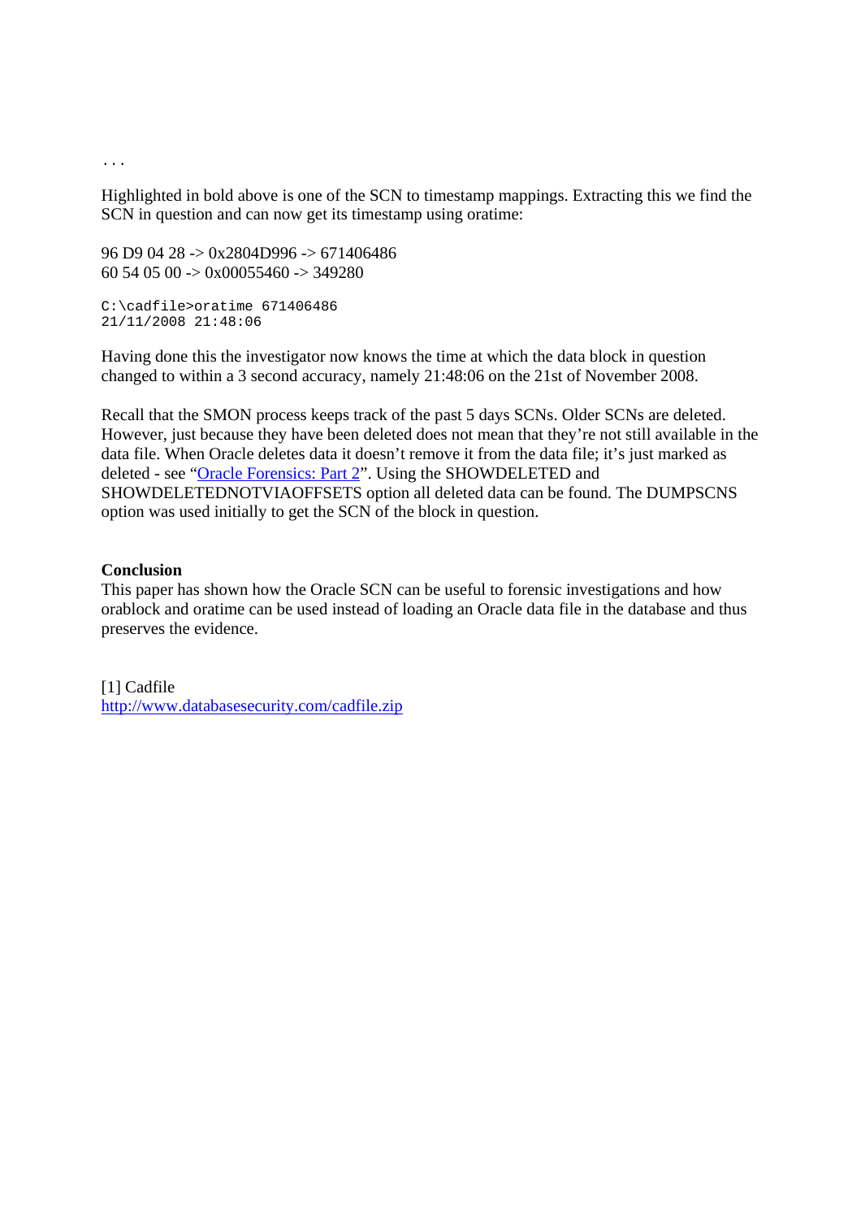```
...
```

Highlighted in bold above is one of the SCN to timestamp mappings. Extracting this we find the SCN in question and can now get its timestamp using oratime:

96 D9 04 28 -> 0x2804D996 -> 671406486
60 54 05 00 -> 0x00055460 -> 349280

```
C:\cadfile>oratime 671406486
21/11/2008 21:48:06
```

Having done this the investigator now knows the time at which the data block in question changed to within a 3 second accuracy, namely 21:48:06 on the 21st of November 2008.

Recall that the SMON process keeps track of the past 5 days SCNs. Older SCNs are deleted. However, just because they have been deleted does not mean that they're not still available in the data file. When Oracle deletes data it doesn't remove it from the data file; it's just marked as deleted - see "Oracle Forensics: Part 2". Using the SHOWDELETED and SHOWDELETEDNOTVIAOFFSETS option all deleted data can be found. The DUMPSCNS option was used initially to get the SCN of the block in question.

**Conclusion**

This paper has shown how the Oracle SCN can be useful to forensic investigations and how orablock and oratime can be used instead of loading an Oracle data file in the database and thus preserves the evidence.

[1] Cadfile
http://www.databasesecurity.com/cadfile.zip